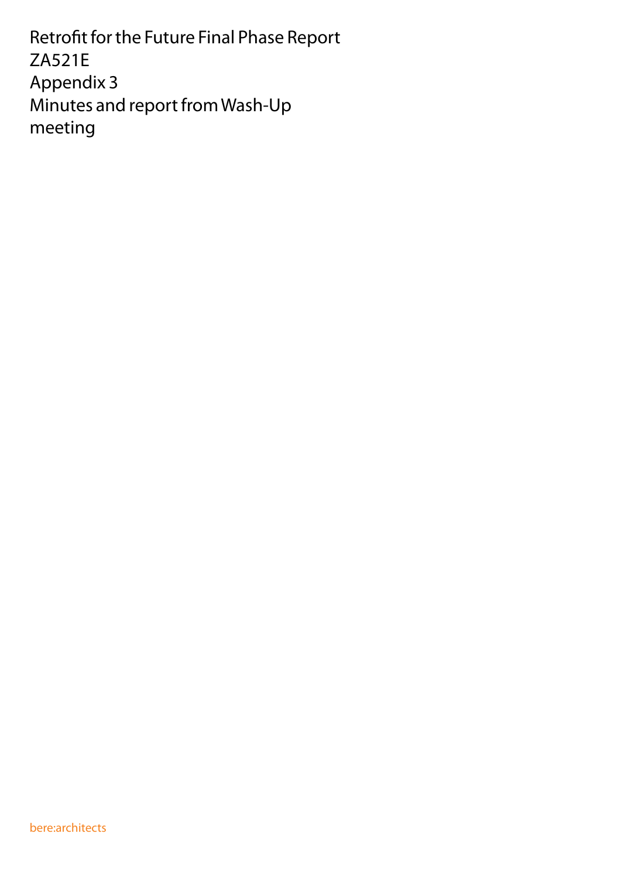# Retrofit for the Future Final Phase Report
# ZA521E
# Appendix 3
# Minutes and report from Wash-Up meeting

bere:architects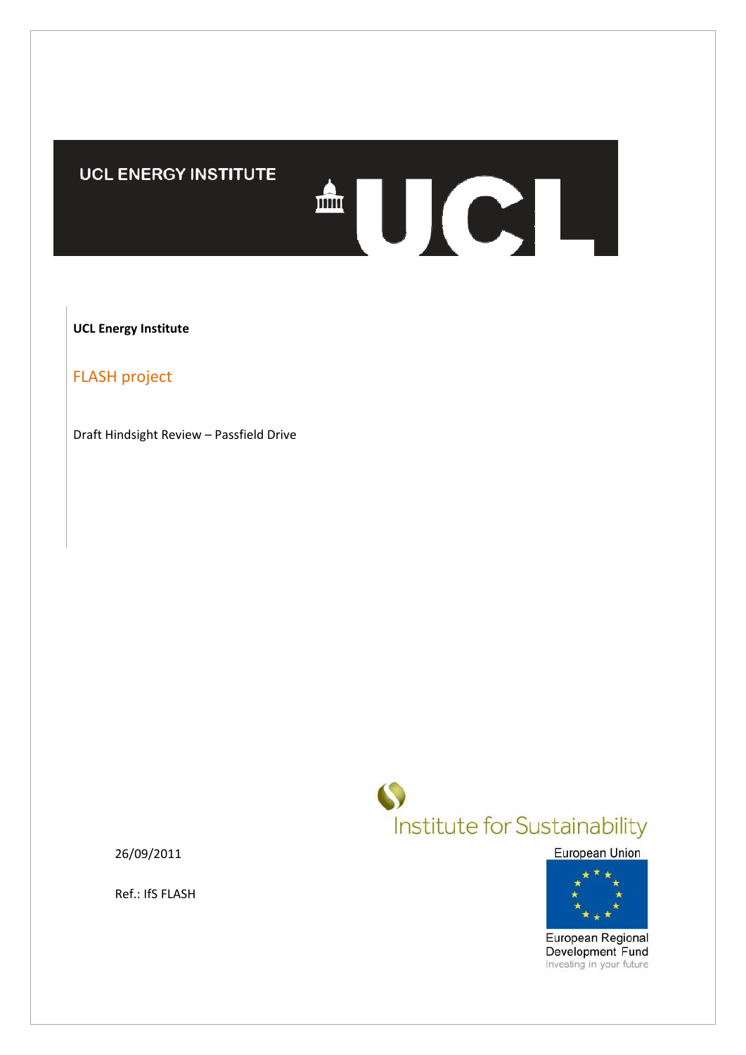UCL ENERGY INSTITUTE

**UCL Energy Institute**

## FLASH project

Draft Hindsight Review – Passfield Drive

26/09/2011

Ref.: IfS FLASH

Institute for Sustainability

European Union

European Regional Development Fund

Investing in your future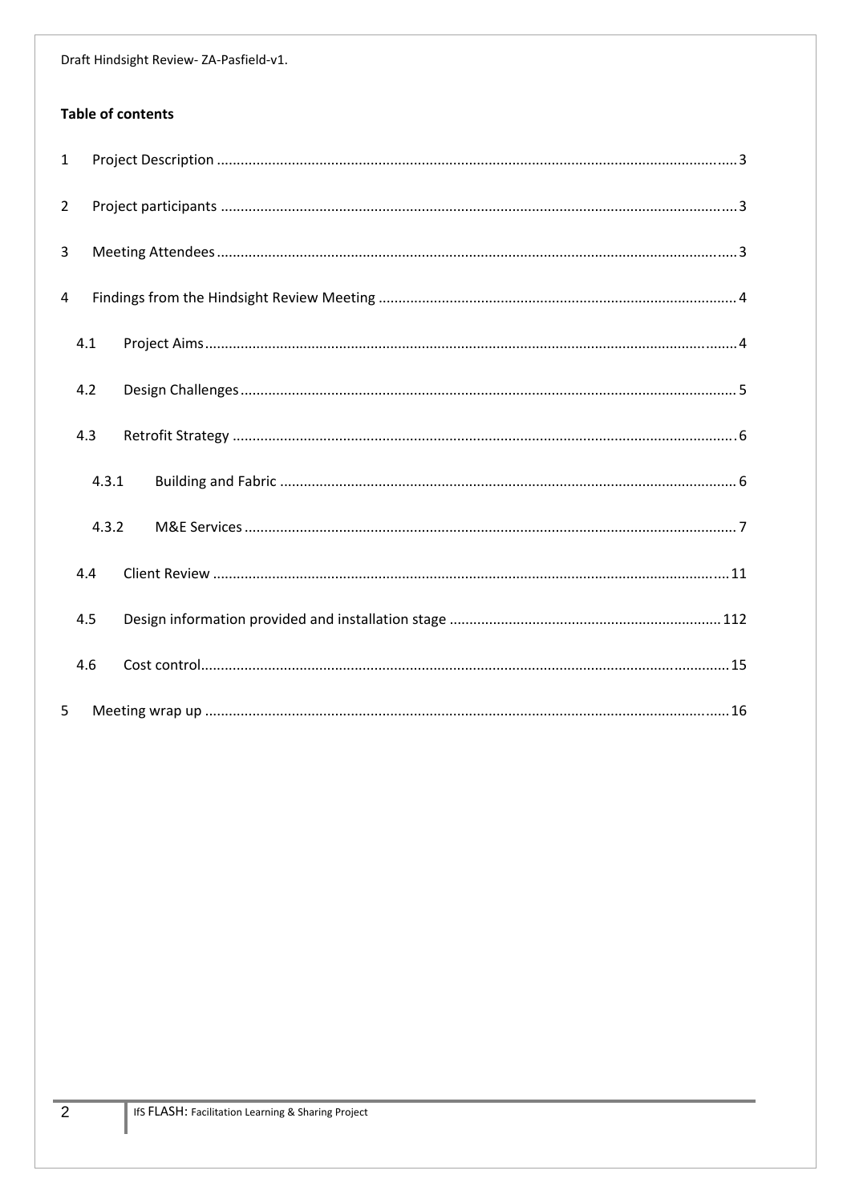**Table of contents**

1 Project Description ........ 3

2 Project participants ........ 3

3 Meeting Attendees ........ 3

4 Findings from the Hindsight Review Meeting ........ 4

- 4.1 Project Aims ........ 4
- 4.2 Design Challenges ........ 5
- 4.3 Retrofit Strategy ........ 6
  - 4.3.1 Building and Fabric ........ 6
  - 4.3.2 M&E Services ........ 7
- 4.4 Client Review ........ 11
- 4.5 Design information provided and installation stage ........ 112
- 4.6 Cost control ........ 15

5 Meeting wrap up ........ 16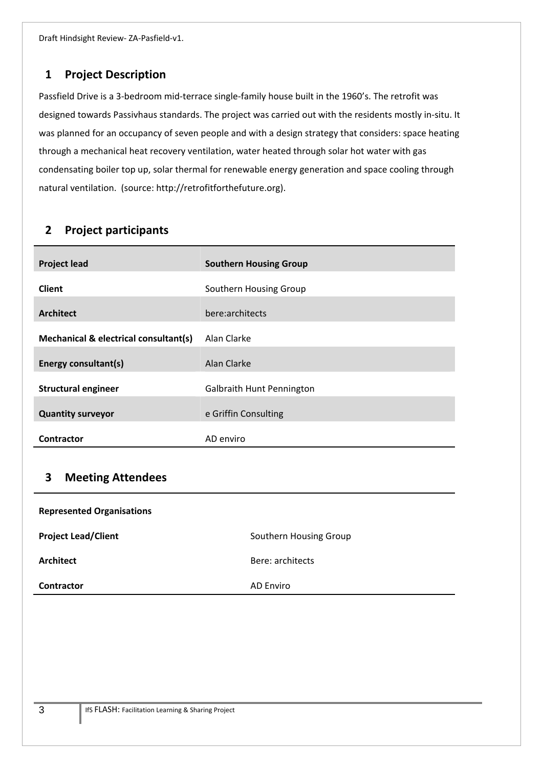## 1 Project Description

Passfield Drive is a 3-bedroom mid-terrace single-family house built in the 1960's. The retrofit was designed towards Passivhaus standards. The project was carried out with the residents mostly in-situ. It was planned for an occupancy of seven people and with a design strategy that considers: space heating through a mechanical heat recovery ventilation, water heated through solar hot water with gas condensating boiler top up, solar thermal for renewable energy generation and space cooling through natural ventilation. (source: http://retrofitforthefuture.org).

## 2 Project participants

| **Project lead** | **Southern Housing Group** |
|---|---|
| **Client** | Southern Housing Group |
| **Architect** | bere:architects |
| **Mechanical & electrical consultant(s)** | Alan Clarke |
| **Energy consultant(s)** | Alan Clarke |
| **Structural engineer** | Galbraith Hunt Pennington |
| **Quantity surveyor** | e Griffin Consulting |
| **Contractor** | AD enviro |

## 3 Meeting Attendees

| **Represented Organisations** | |
|---|---|
| **Project Lead/Client** | Southern Housing Group |
| **Architect** | Bere: architects |
| **Contractor** | AD Enviro |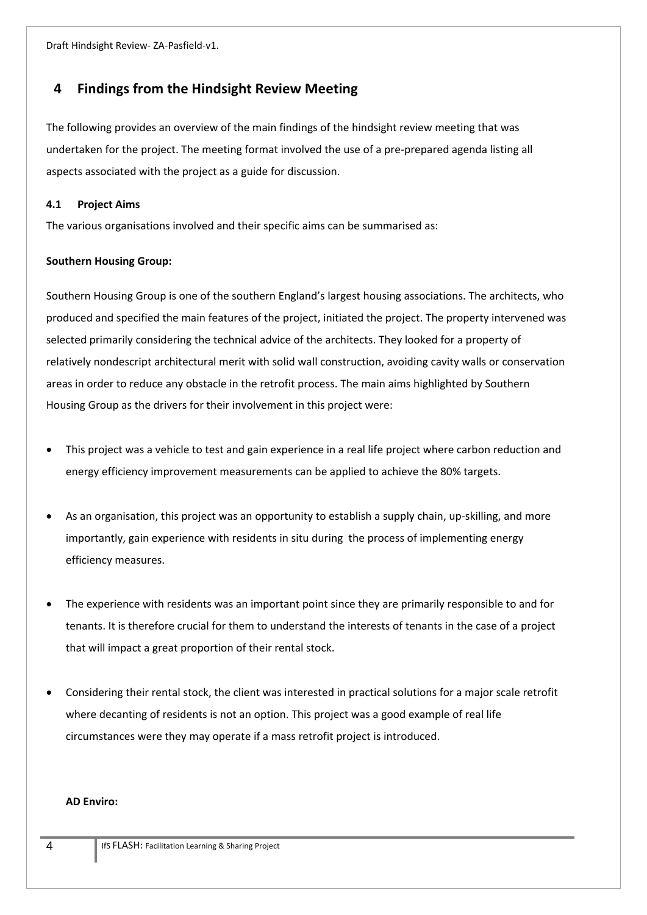## 4 Findings from the Hindsight Review Meeting

The following provides an overview of the main findings of the hindsight review meeting that was undertaken for the project. The meeting format involved the use of a pre-prepared agenda listing all aspects associated with the project as a guide for discussion.

### 4.1 Project Aims

The various organisations involved and their specific aims can be summarised as:

**Southern Housing Group:**

Southern Housing Group is one of the southern England's largest housing associations. The architects, who produced and specified the main features of the project, initiated the project. The property intervened was selected primarily considering the technical advice of the architects. They looked for a property of relatively nondescript architectural merit with solid wall construction, avoiding cavity walls or conservation areas in order to reduce any obstacle in the retrofit process. The main aims highlighted by Southern Housing Group as the drivers for their involvement in this project were:

- This project was a vehicle to test and gain experience in a real life project where carbon reduction and energy efficiency improvement measurements can be applied to achieve the 80% targets.
- As an organisation, this project was an opportunity to establish a supply chain, up-skilling, and more importantly, gain experience with residents in situ during the process of implementing energy efficiency measures.
- The experience with residents was an important point since they are primarily responsible to and for tenants. It is therefore crucial for them to understand the interests of tenants in the case of a project that will impact a great proportion of their rental stock.
- Considering their rental stock, the client was interested in practical solutions for a major scale retrofit where decanting of residents is not an option. This project was a good example of real life circumstances were they may operate if a mass retrofit project is introduced.

**AD Enviro:**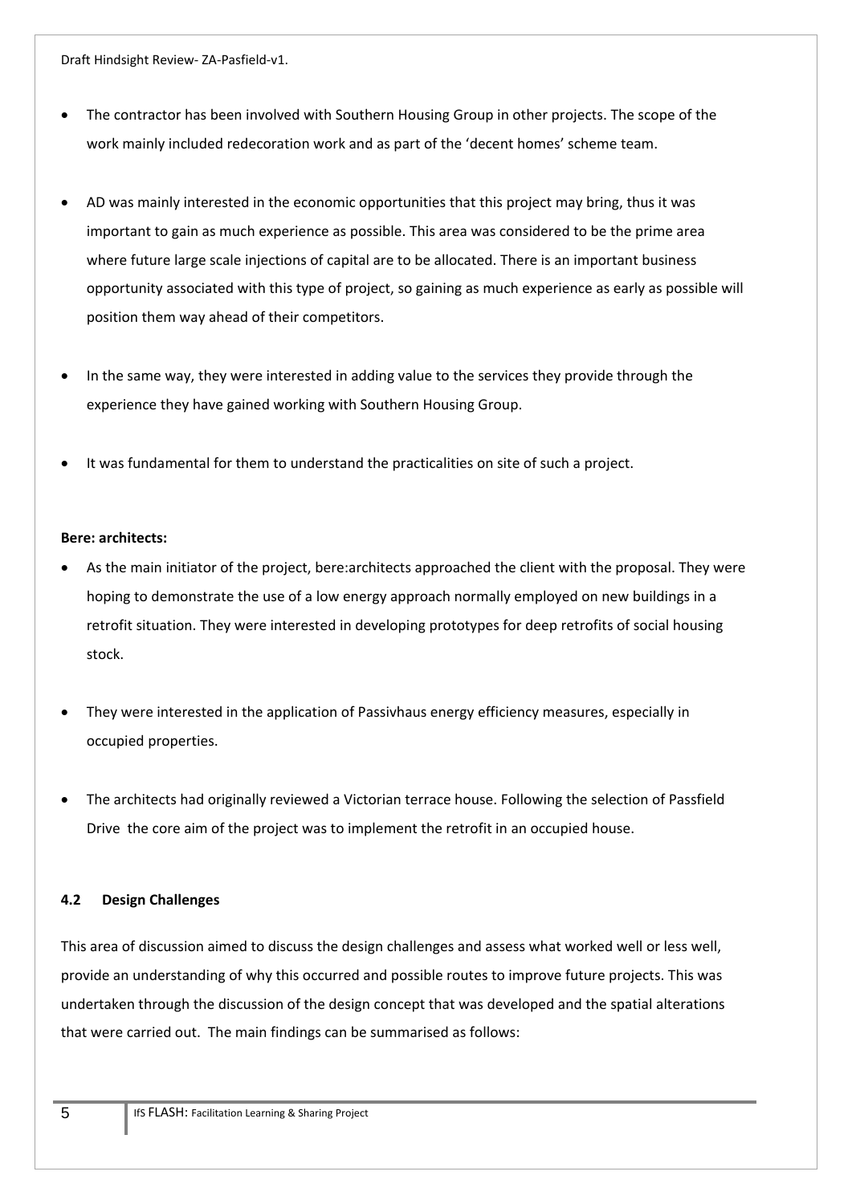- The contractor has been involved with Southern Housing Group in other projects. The scope of the work mainly included redecoration work and as part of the 'decent homes' scheme team.

- AD was mainly interested in the economic opportunities that this project may bring, thus it was important to gain as much experience as possible. This area was considered to be the prime area where future large scale injections of capital are to be allocated. There is an important business opportunity associated with this type of project, so gaining as much experience as early as possible will position them way ahead of their competitors.

- In the same way, they were interested in adding value to the services they provide through the experience they have gained working with Southern Housing Group.

- It was fundamental for them to understand the practicalities on site of such a project.

**Bere: architects:**

- As the main initiator of the project, bere:architects approached the client with the proposal. They were hoping to demonstrate the use of a low energy approach normally employed on new buildings in a retrofit situation. They were interested in developing prototypes for deep retrofits of social housing stock.

- They were interested in the application of Passivhaus energy efficiency measures, especially in occupied properties.

- The architects had originally reviewed a Victorian terrace house. Following the selection of Passfield Drive the core aim of the project was to implement the retrofit in an occupied house.

### 4.2 Design Challenges

This area of discussion aimed to discuss the design challenges and assess what worked well or less well, provide an understanding of why this occurred and possible routes to improve future projects. This was undertaken through the discussion of the design concept that was developed and the spatial alterations that were carried out. The main findings can be summarised as follows: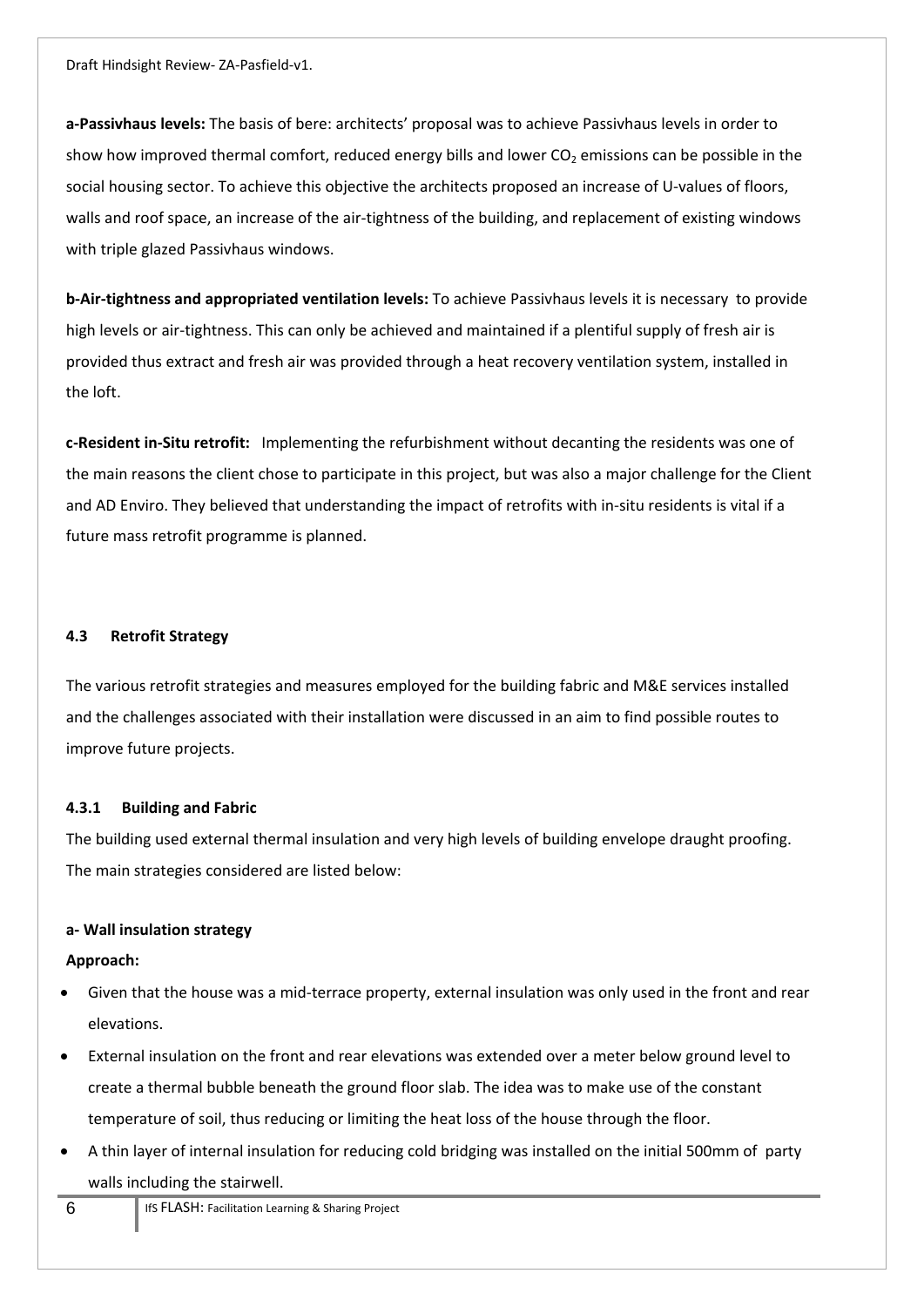**a-Passivhaus levels:** The basis of bere: architects' proposal was to achieve Passivhaus levels in order to show how improved thermal comfort, reduced energy bills and lower $CO_2$ emissions can be possible in the social housing sector. To achieve this objective the architects proposed an increase of U-values of floors, walls and roof space, an increase of the air-tightness of the building, and replacement of existing windows with triple glazed Passivhaus windows.

**b-Air-tightness and appropriated ventilation levels:** To achieve Passivhaus levels it is necessary to provide high levels or air-tightness. This can only be achieved and maintained if a plentiful supply of fresh air is provided thus extract and fresh air was provided through a heat recovery ventilation system, installed in the loft.

**c-Resident in-Situ retrofit:** Implementing the refurbishment without decanting the residents was one of the main reasons the client chose to participate in this project, but was also a major challenge for the Client and AD Enviro. They believed that understanding the impact of retrofits with in-situ residents is vital if a future mass retrofit programme is planned.

### 4.3 Retrofit Strategy

The various retrofit strategies and measures employed for the building fabric and M&E services installed and the challenges associated with their installation were discussed in an aim to find possible routes to improve future projects.

#### 4.3.1 Building and Fabric

The building used external thermal insulation and very high levels of building envelope draught proofing. The main strategies considered are listed below:

**a- Wall insulation strategy**

**Approach:**

- Given that the house was a mid-terrace property, external insulation was only used in the front and rear elevations.
- External insulation on the front and rear elevations was extended over a meter below ground level to create a thermal bubble beneath the ground floor slab. The idea was to make use of the constant temperature of soil, thus reducing or limiting the heat loss of the house through the floor.
- A thin layer of internal insulation for reducing cold bridging was installed on the initial 500mm of party walls including the stairwell.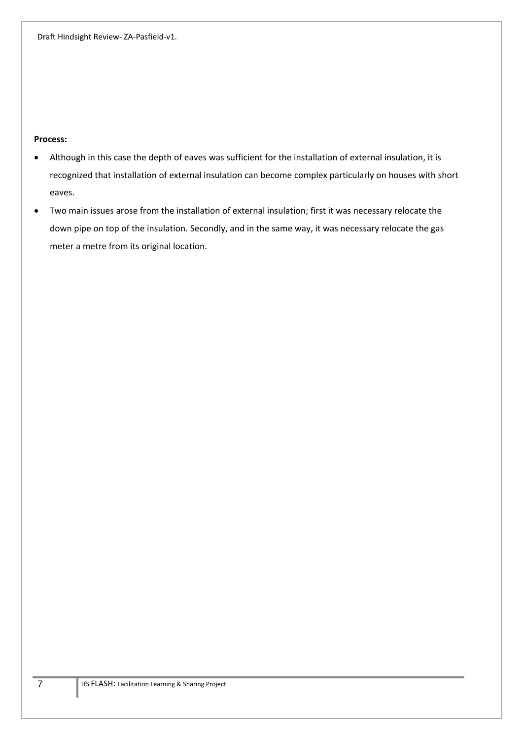**Process:**

- Although in this case the depth of eaves was sufficient for the installation of external insulation, it is recognized that installation of external insulation can become complex particularly on houses with short eaves.
- Two main issues arose from the installation of external insulation; first it was necessary relocate the down pipe on top of the insulation. Secondly, and in the same way, it was necessary relocate the gas meter a metre from its original location.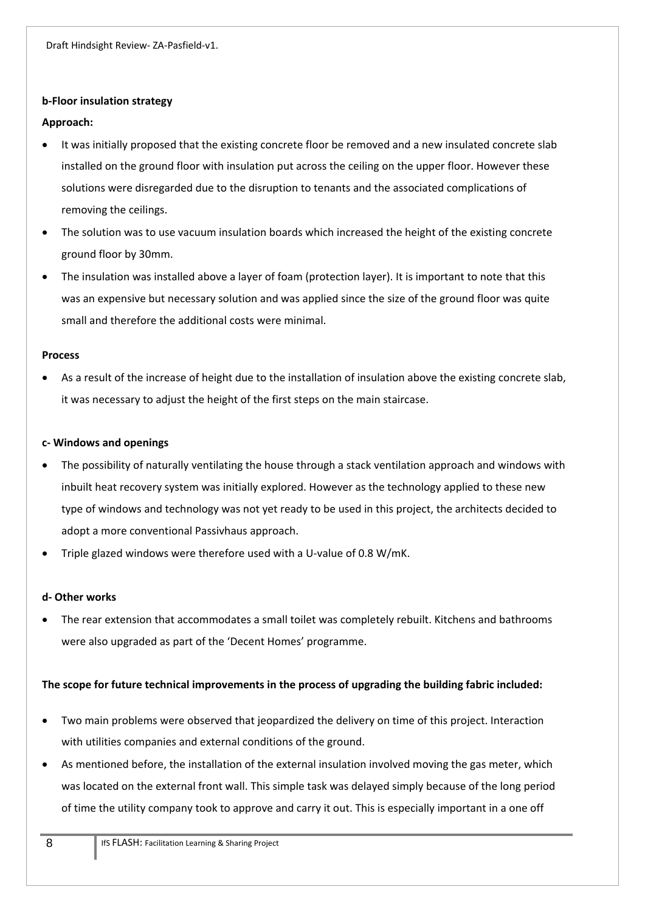**b-Floor insulation strategy**

**Approach:**

- It was initially proposed that the existing concrete floor be removed and a new insulated concrete slab installed on the ground floor with insulation put across the ceiling on the upper floor. However these solutions were disregarded due to the disruption to tenants and the associated complications of removing the ceilings.
- The solution was to use vacuum insulation boards which increased the height of the existing concrete ground floor by 30mm.
- The insulation was installed above a layer of foam (protection layer). It is important to note that this was an expensive but necessary solution and was applied since the size of the ground floor was quite small and therefore the additional costs were minimal.

**Process**

- As a result of the increase of height due to the installation of insulation above the existing concrete slab, it was necessary to adjust the height of the first steps on the main staircase.

**c- Windows and openings**

- The possibility of naturally ventilating the house through a stack ventilation approach and windows with inbuilt heat recovery system was initially explored. However as the technology applied to these new type of windows and technology was not yet ready to be used in this project, the architects decided to adopt a more conventional Passivhaus approach.
- Triple glazed windows were therefore used with a U-value of 0.8 W/mK.

**d- Other works**

- The rear extension that accommodates a small toilet was completely rebuilt. Kitchens and bathrooms were also upgraded as part of the 'Decent Homes' programme.

**The scope for future technical improvements in the process of upgrading the building fabric included:**

- Two main problems were observed that jeopardized the delivery on time of this project. Interaction with utilities companies and external conditions of the ground.
- As mentioned before, the installation of the external insulation involved moving the gas meter, which was located on the external front wall. This simple task was delayed simply because of the long period of time the utility company took to approve and carry it out. This is especially important in a one off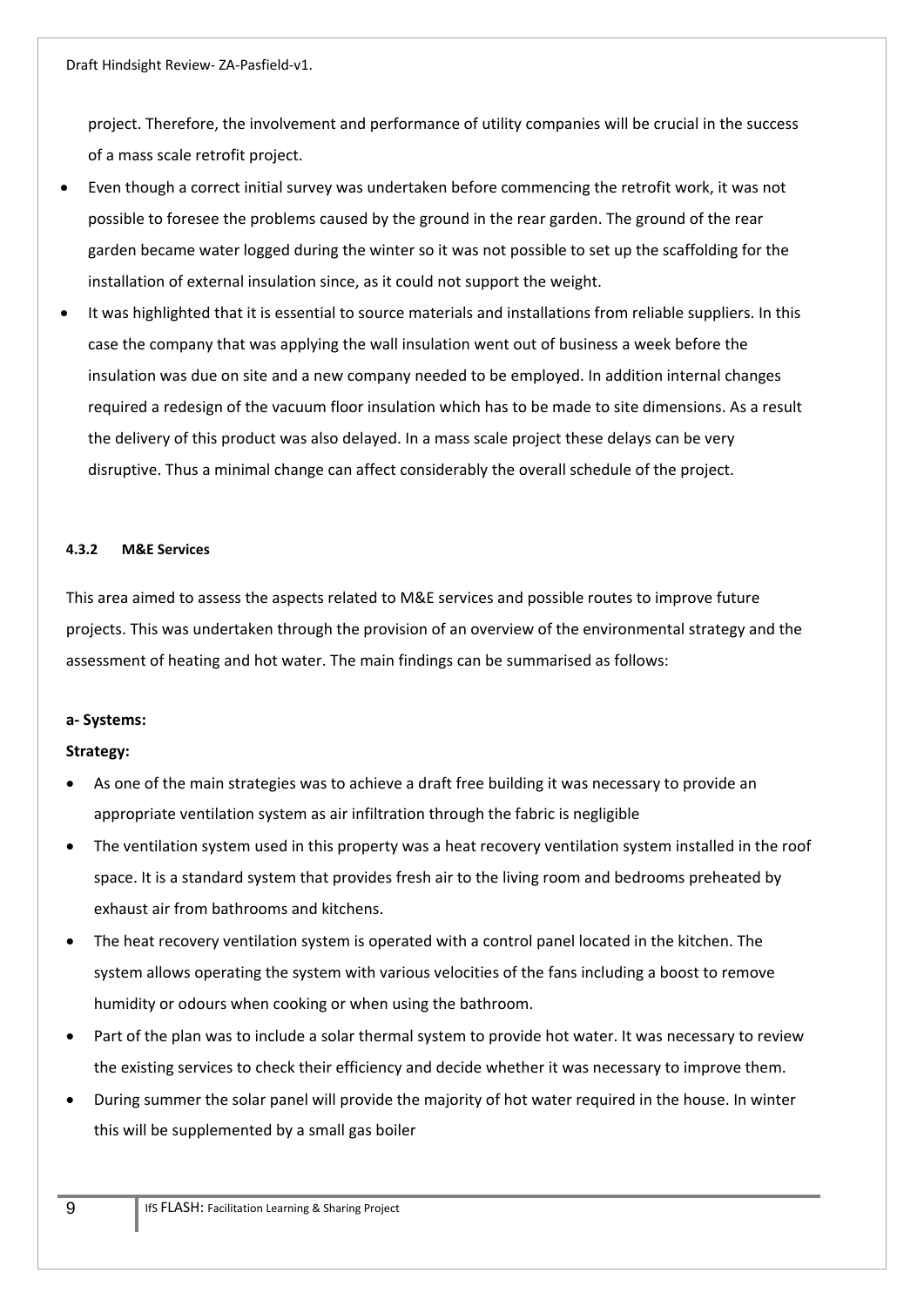project. Therefore, the involvement and performance of utility companies will be crucial in the success of a mass scale retrofit project.

- Even though a correct initial survey was undertaken before commencing the retrofit work, it was not possible to foresee the problems caused by the ground in the rear garden. The ground of the rear garden became water logged during the winter so it was not possible to set up the scaffolding for the installation of external insulation since, as it could not support the weight.
- It was highlighted that it is essential to source materials and installations from reliable suppliers. In this case the company that was applying the wall insulation went out of business a week before the insulation was due on site and a new company needed to be employed. In addition internal changes required a redesign of the vacuum floor insulation which has to be made to site dimensions. As a result the delivery of this product was also delayed. In a mass scale project these delays can be very disruptive. Thus a minimal change can affect considerably the overall schedule of the project.

#### 4.3.2 M&E Services

This area aimed to assess the aspects related to M&E services and possible routes to improve future projects. This was undertaken through the provision of an overview of the environmental strategy and the assessment of heating and hot water. The main findings can be summarised as follows:

**a- Systems:**

**Strategy:**

- As one of the main strategies was to achieve a draft free building it was necessary to provide an appropriate ventilation system as air infiltration through the fabric is negligible
- The ventilation system used in this property was a heat recovery ventilation system installed in the roof space. It is a standard system that provides fresh air to the living room and bedrooms preheated by exhaust air from bathrooms and kitchens.
- The heat recovery ventilation system is operated with a control panel located in the kitchen. The system allows operating the system with various velocities of the fans including a boost to remove humidity or odours when cooking or when using the bathroom.
- Part of the plan was to include a solar thermal system to provide hot water. It was necessary to review the existing services to check their efficiency and decide whether it was necessary to improve them.
- During summer the solar panel will provide the majority of hot water required in the house. In winter this will be supplemented by a small gas boiler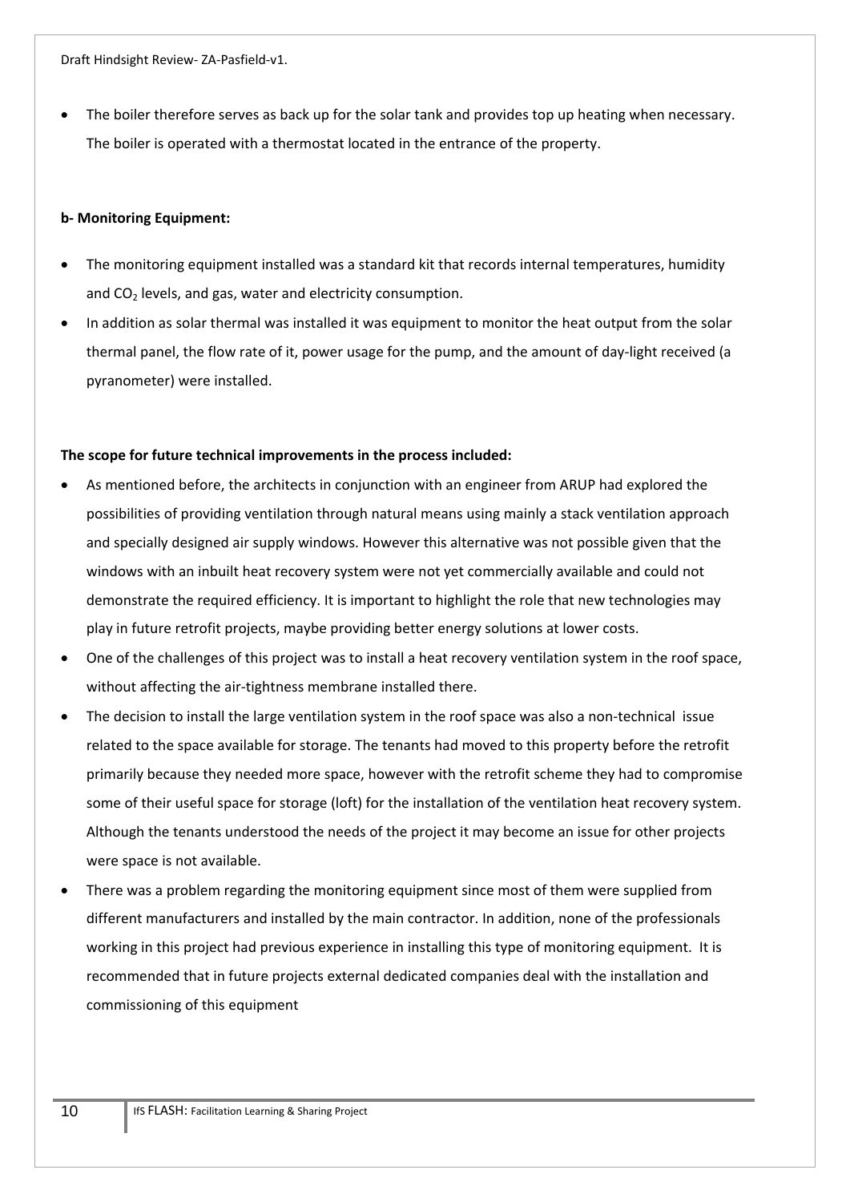- The boiler therefore serves as back up for the solar tank and provides top up heating when necessary. The boiler is operated with a thermostat located in the entrance of the property.

**b- Monitoring Equipment:**

- The monitoring equipment installed was a standard kit that records internal temperatures, humidity and $CO_2$ levels, and gas, water and electricity consumption.
- In addition as solar thermal was installed it was equipment to monitor the heat output from the solar thermal panel, the flow rate of it, power usage for the pump, and the amount of day-light received (a pyranometer) were installed.

**The scope for future technical improvements in the process included:**

- As mentioned before, the architects in conjunction with an engineer from ARUP had explored the possibilities of providing ventilation through natural means using mainly a stack ventilation approach and specially designed air supply windows. However this alternative was not possible given that the windows with an inbuilt heat recovery system were not yet commercially available and could not demonstrate the required efficiency. It is important to highlight the role that new technologies may play in future retrofit projects, maybe providing better energy solutions at lower costs.
- One of the challenges of this project was to install a heat recovery ventilation system in the roof space, without affecting the air-tightness membrane installed there.
- The decision to install the large ventilation system in the roof space was also a non-technical issue related to the space available for storage. The tenants had moved to this property before the retrofit primarily because they needed more space, however with the retrofit scheme they had to compromise some of their useful space for storage (loft) for the installation of the ventilation heat recovery system. Although the tenants understood the needs of the project it may become an issue for other projects were space is not available.
- There was a problem regarding the monitoring equipment since most of them were supplied from different manufacturers and installed by the main contractor. In addition, none of the professionals working in this project had previous experience in installing this type of monitoring equipment. It is recommended that in future projects external dedicated companies deal with the installation and commissioning of this equipment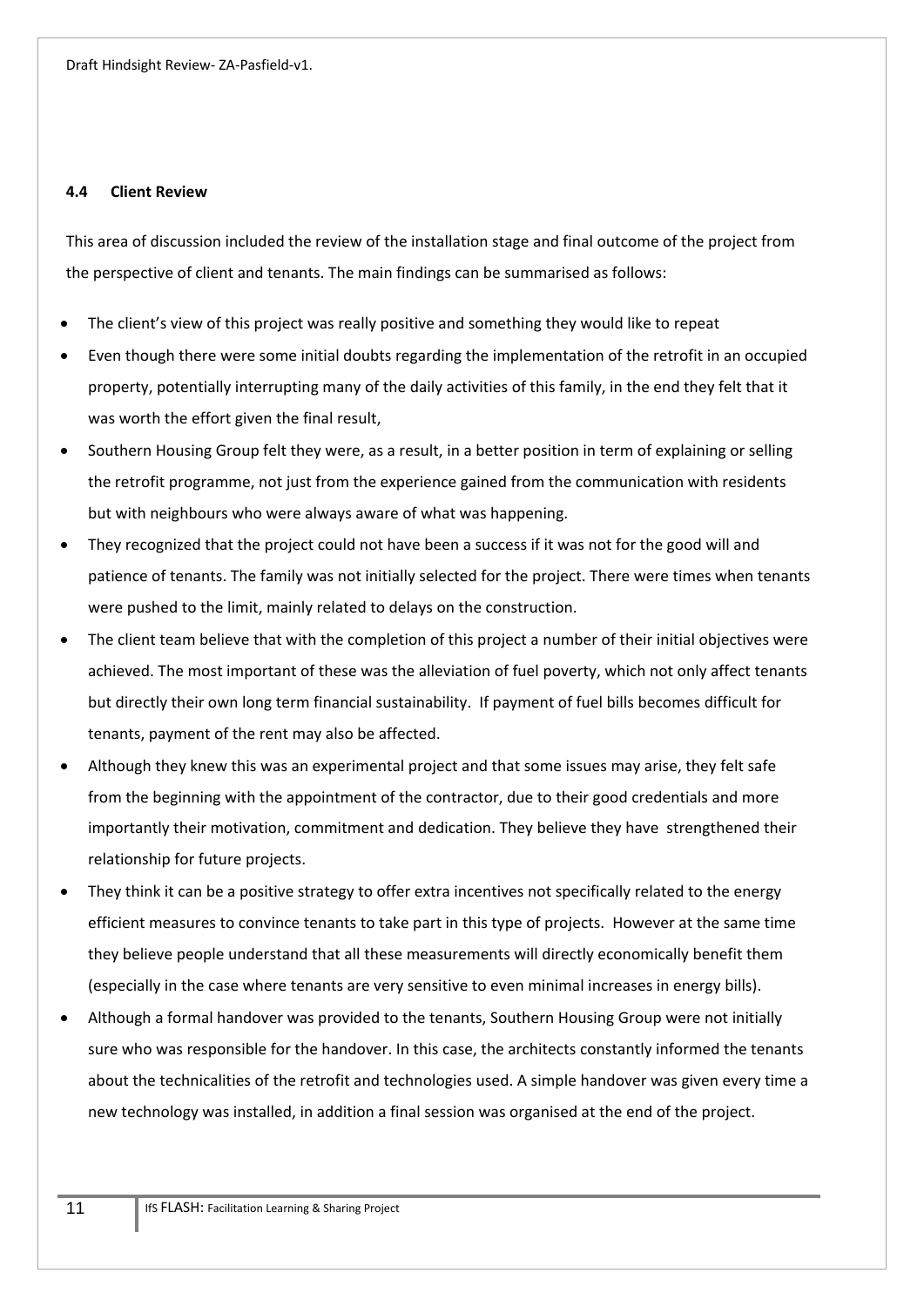### 4.4 Client Review

This area of discussion included the review of the installation stage and final outcome of the project from the perspective of client and tenants. The main findings can be summarised as follows:

- The client's view of this project was really positive and something they would like to repeat
- Even though there were some initial doubts regarding the implementation of the retrofit in an occupied property, potentially interrupting many of the daily activities of this family, in the end they felt that it was worth the effort given the final result,
- Southern Housing Group felt they were, as a result, in a better position in term of explaining or selling the retrofit programme, not just from the experience gained from the communication with residents but with neighbours who were always aware of what was happening.
- They recognized that the project could not have been a success if it was not for the good will and patience of tenants. The family was not initially selected for the project. There were times when tenants were pushed to the limit, mainly related to delays on the construction.
- The client team believe that with the completion of this project a number of their initial objectives were achieved. The most important of these was the alleviation of fuel poverty, which not only affect tenants but directly their own long term financial sustainability. If payment of fuel bills becomes difficult for tenants, payment of the rent may also be affected.
- Although they knew this was an experimental project and that some issues may arise, they felt safe from the beginning with the appointment of the contractor, due to their good credentials and more importantly their motivation, commitment and dedication. They believe they have strengthened their relationship for future projects.
- They think it can be a positive strategy to offer extra incentives not specifically related to the energy efficient measures to convince tenants to take part in this type of projects. However at the same time they believe people understand that all these measurements will directly economically benefit them (especially in the case where tenants are very sensitive to even minimal increases in energy bills).
- Although a formal handover was provided to the tenants, Southern Housing Group were not initially sure who was responsible for the handover. In this case, the architects constantly informed the tenants about the technicalities of the retrofit and technologies used. A simple handover was given every time a new technology was installed, in addition a final session was organised at the end of the project.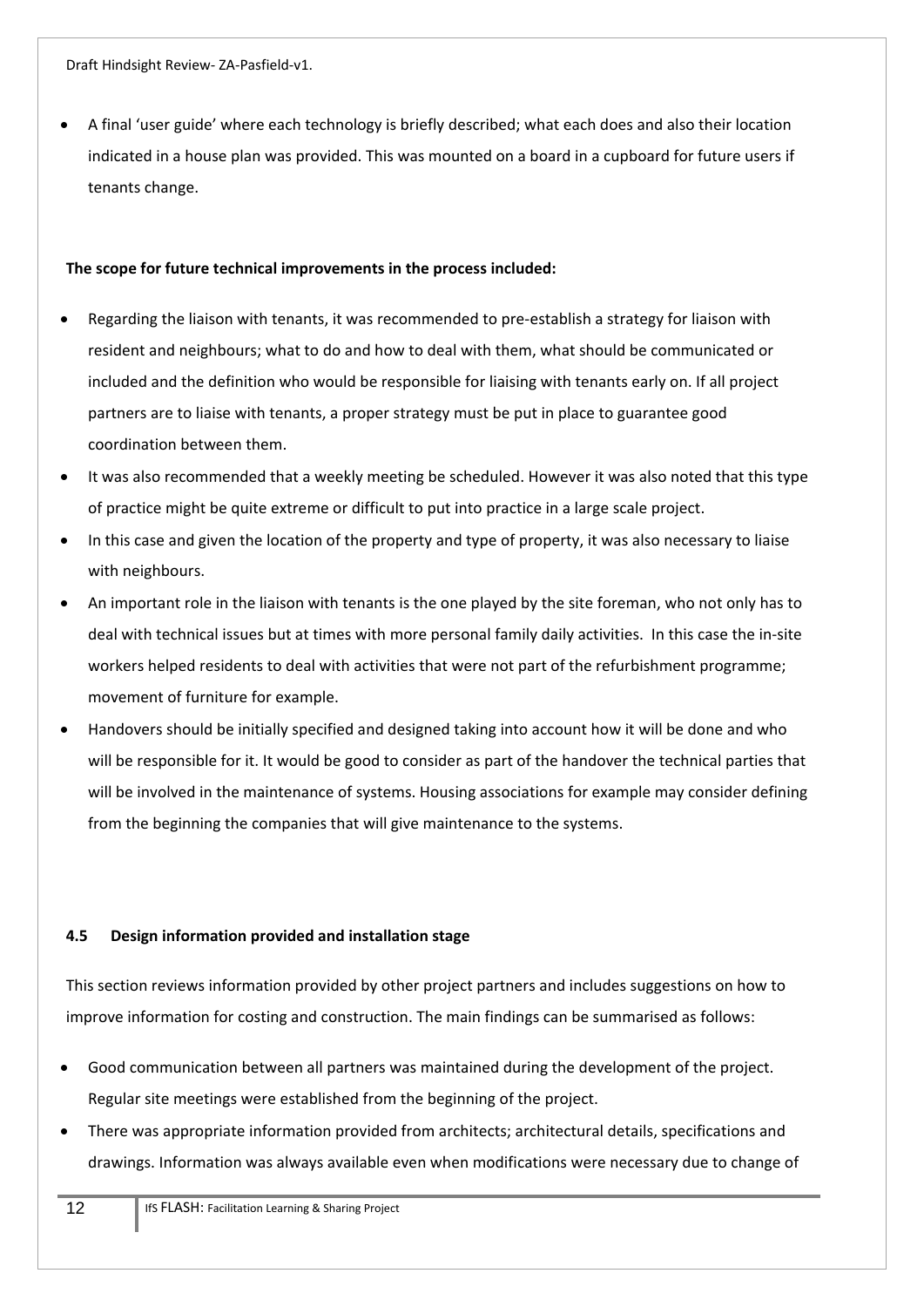- A final 'user guide' where each technology is briefly described; what each does and also their location indicated in a house plan was provided. This was mounted on a board in a cupboard for future users if tenants change.

**The scope for future technical improvements in the process included:**

- Regarding the liaison with tenants, it was recommended to pre-establish a strategy for liaison with resident and neighbours; what to do and how to deal with them, what should be communicated or included and the definition who would be responsible for liaising with tenants early on. If all project partners are to liaise with tenants, a proper strategy must be put in place to guarantee good coordination between them.
- It was also recommended that a weekly meeting be scheduled. However it was also noted that this type of practice might be quite extreme or difficult to put into practice in a large scale project.
- In this case and given the location of the property and type of property, it was also necessary to liaise with neighbours.
- An important role in the liaison with tenants is the one played by the site foreman, who not only has to deal with technical issues but at times with more personal family daily activities. In this case the in-site workers helped residents to deal with activities that were not part of the refurbishment programme; movement of furniture for example.
- Handovers should be initially specified and designed taking into account how it will be done and who will be responsible for it. It would be good to consider as part of the handover the technical parties that will be involved in the maintenance of systems. Housing associations for example may consider defining from the beginning the companies that will give maintenance to the systems.

### 4.5 Design information provided and installation stage

This section reviews information provided by other project partners and includes suggestions on how to improve information for costing and construction. The main findings can be summarised as follows:

- Good communication between all partners was maintained during the development of the project. Regular site meetings were established from the beginning of the project.
- There was appropriate information provided from architects; architectural details, specifications and drawings. Information was always available even when modifications were necessary due to change of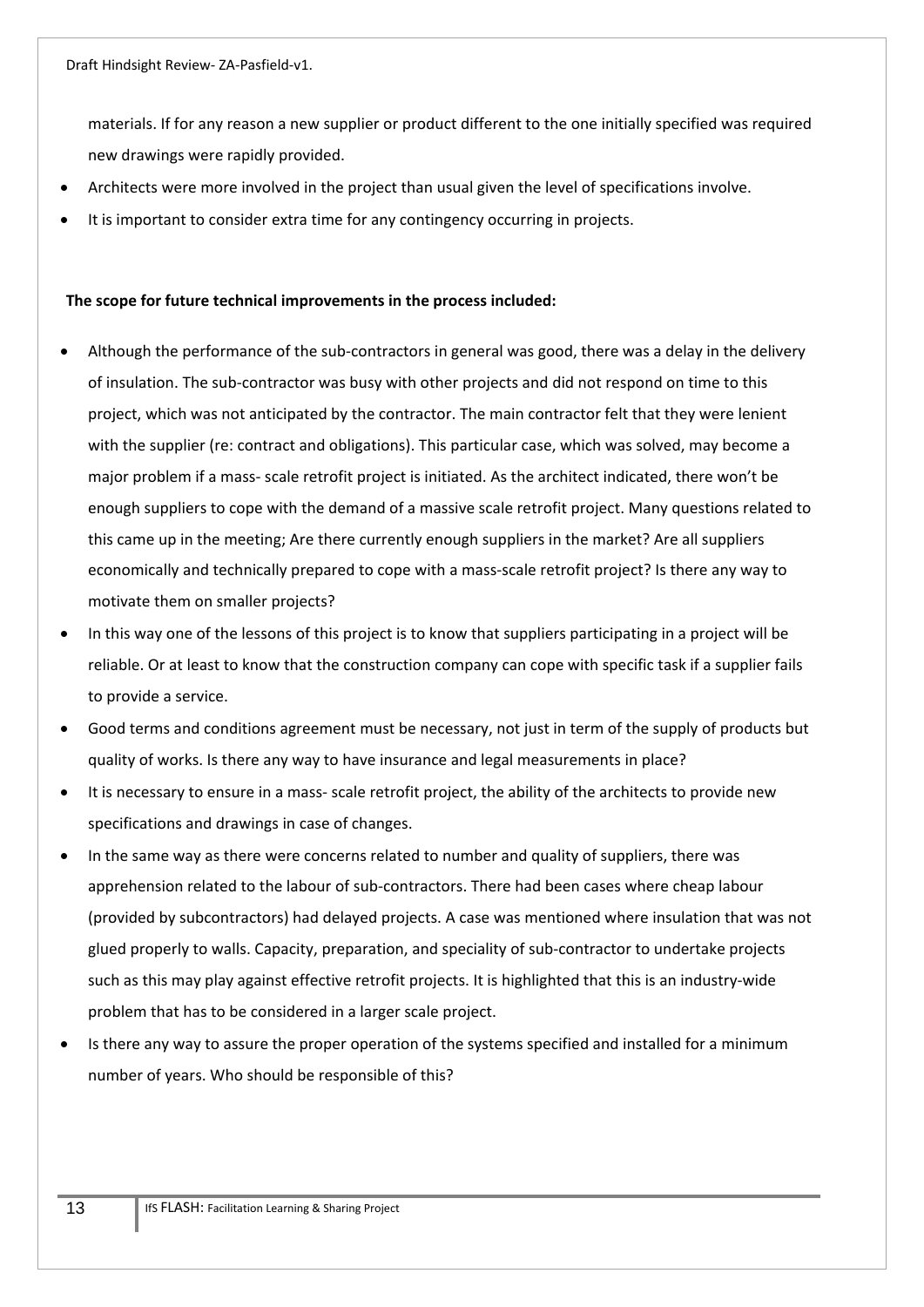materials. If for any reason a new supplier or product different to the one initially specified was required new drawings were rapidly provided.

- Architects were more involved in the project than usual given the level of specifications involve.
- It is important to consider extra time for any contingency occurring in projects.

**The scope for future technical improvements in the process included:**

- Although the performance of the sub-contractors in general was good, there was a delay in the delivery of insulation. The sub-contractor was busy with other projects and did not respond on time to this project, which was not anticipated by the contractor. The main contractor felt that they were lenient with the supplier (re: contract and obligations). This particular case, which was solved, may become a major problem if a mass- scale retrofit project is initiated. As the architect indicated, there won't be enough suppliers to cope with the demand of a massive scale retrofit project. Many questions related to this came up in the meeting; Are there currently enough suppliers in the market? Are all suppliers economically and technically prepared to cope with a mass-scale retrofit project? Is there any way to motivate them on smaller projects?
- In this way one of the lessons of this project is to know that suppliers participating in a project will be reliable. Or at least to know that the construction company can cope with specific task if a supplier fails to provide a service.
- Good terms and conditions agreement must be necessary, not just in term of the supply of products but quality of works. Is there any way to have insurance and legal measurements in place?
- It is necessary to ensure in a mass- scale retrofit project, the ability of the architects to provide new specifications and drawings in case of changes.
- In the same way as there were concerns related to number and quality of suppliers, there was apprehension related to the labour of sub-contractors. There had been cases where cheap labour (provided by subcontractors) had delayed projects. A case was mentioned where insulation that was not glued properly to walls. Capacity, preparation, and speciality of sub-contractor to undertake projects such as this may play against effective retrofit projects. It is highlighted that this is an industry-wide problem that has to be considered in a larger scale project.
- Is there any way to assure the proper operation of the systems specified and installed for a minimum number of years. Who should be responsible of this?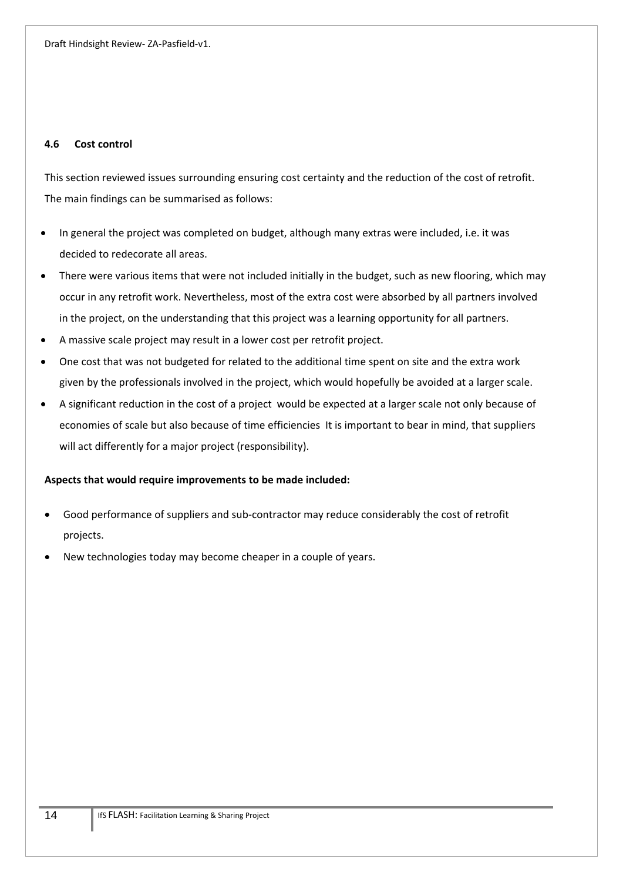### 4.6 Cost control

This section reviewed issues surrounding ensuring cost certainty and the reduction of the cost of retrofit. The main findings can be summarised as follows:

- In general the project was completed on budget, although many extras were included, i.e. it was decided to redecorate all areas.
- There were various items that were not included initially in the budget, such as new flooring, which may occur in any retrofit work. Nevertheless, most of the extra cost were absorbed by all partners involved in the project, on the understanding that this project was a learning opportunity for all partners.
- A massive scale project may result in a lower cost per retrofit project.
- One cost that was not budgeted for related to the additional time spent on site and the extra work given by the professionals involved in the project, which would hopefully be avoided at a larger scale.
- A significant reduction in the cost of a project would be expected at a larger scale not only because of economies of scale but also because of time efficiencies It is important to bear in mind, that suppliers will act differently for a major project (responsibility).

**Aspects that would require improvements to be made included:**

- Good performance of suppliers and sub-contractor may reduce considerably the cost of retrofit projects.
- New technologies today may become cheaper in a couple of years.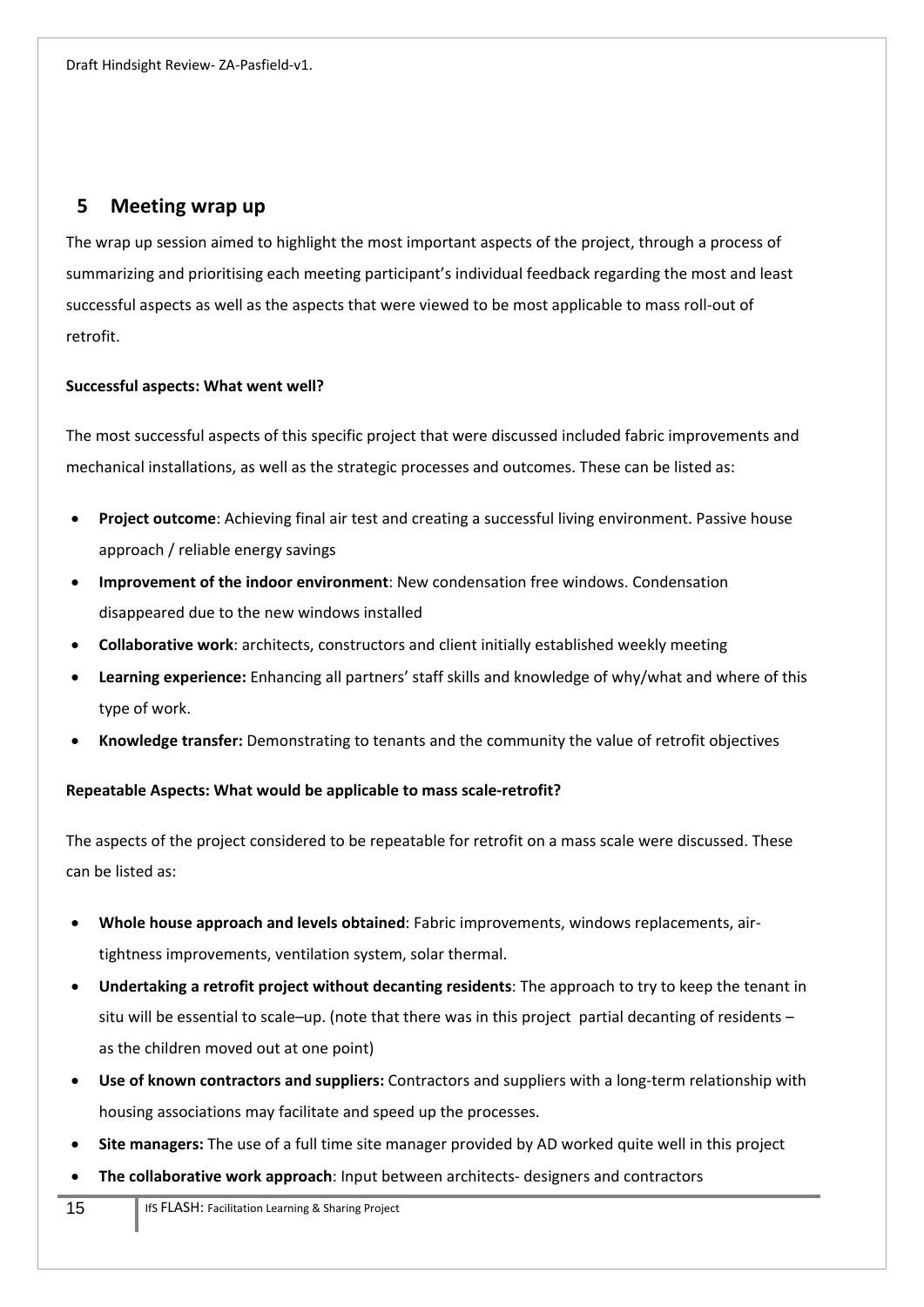## 5 Meeting wrap up

The wrap up session aimed to highlight the most important aspects of the project, through a process of summarizing and prioritising each meeting participant's individual feedback regarding the most and least successful aspects as well as the aspects that were viewed to be most applicable to mass roll-out of retrofit.

**Successful aspects: What went well?**

The most successful aspects of this specific project that were discussed included fabric improvements and mechanical installations, as well as the strategic processes and outcomes. These can be listed as:

- **Project outcome**: Achieving final air test and creating a successful living environment. Passive house approach / reliable energy savings
- **Improvement of the indoor environment**: New condensation free windows. Condensation disappeared due to the new windows installed
- **Collaborative work**: architects, constructors and client initially established weekly meeting
- **Learning experience:** Enhancing all partners' staff skills and knowledge of why/what and where of this type of work.
- **Knowledge transfer:** Demonstrating to tenants and the community the value of retrofit objectives

**Repeatable Aspects: What would be applicable to mass scale-retrofit?**

The aspects of the project considered to be repeatable for retrofit on a mass scale were discussed. These can be listed as:

- **Whole house approach and levels obtained**: Fabric improvements, windows replacements, air-tightness improvements, ventilation system, solar thermal.
- **Undertaking a retrofit project without decanting residents**: The approach to try to keep the tenant in situ will be essential to scale–up. (note that there was in this project partial decanting of residents – as the children moved out at one point)
- **Use of known contractors and suppliers:** Contractors and suppliers with a long-term relationship with housing associations may facilitate and speed up the processes.
- **Site managers:** The use of a full time site manager provided by AD worked quite well in this project
- **The collaborative work approach**: Input between architects- designers and contractors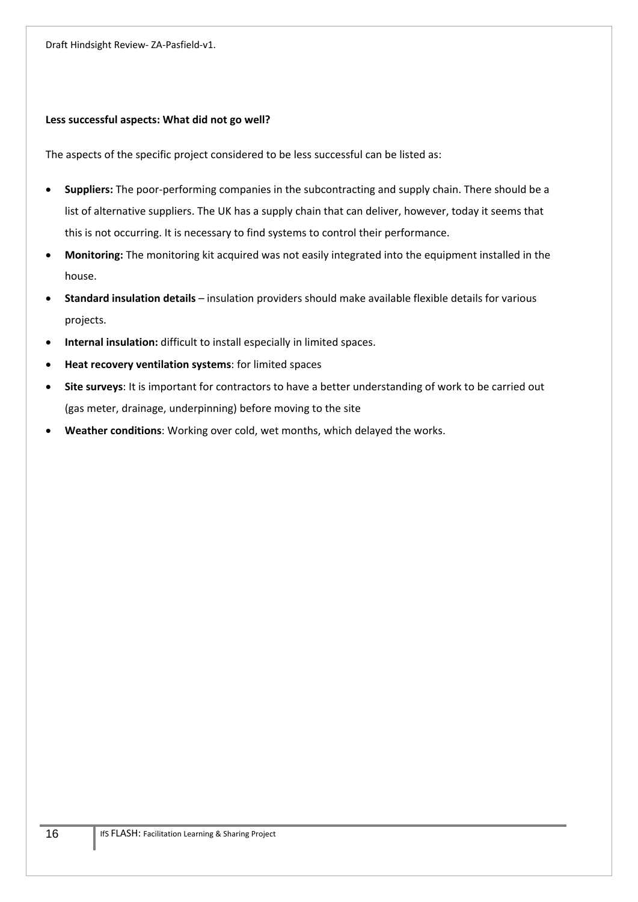**Less successful aspects: What did not go well?**

The aspects of the specific project considered to be less successful can be listed as:

- **Suppliers:** The poor-performing companies in the subcontracting and supply chain. There should be a list of alternative suppliers. The UK has a supply chain that can deliver, however, today it seems that this is not occurring. It is necessary to find systems to control their performance.
- **Monitoring:** The monitoring kit acquired was not easily integrated into the equipment installed in the house.
- **Standard insulation details** – insulation providers should make available flexible details for various projects.
- **Internal insulation:** difficult to install especially in limited spaces.
- **Heat recovery ventilation systems**: for limited spaces
- **Site surveys**: It is important for contractors to have a better understanding of work to be carried out (gas meter, drainage, underpinning) before moving to the site
- **Weather conditions**: Working over cold, wet months, which delayed the works.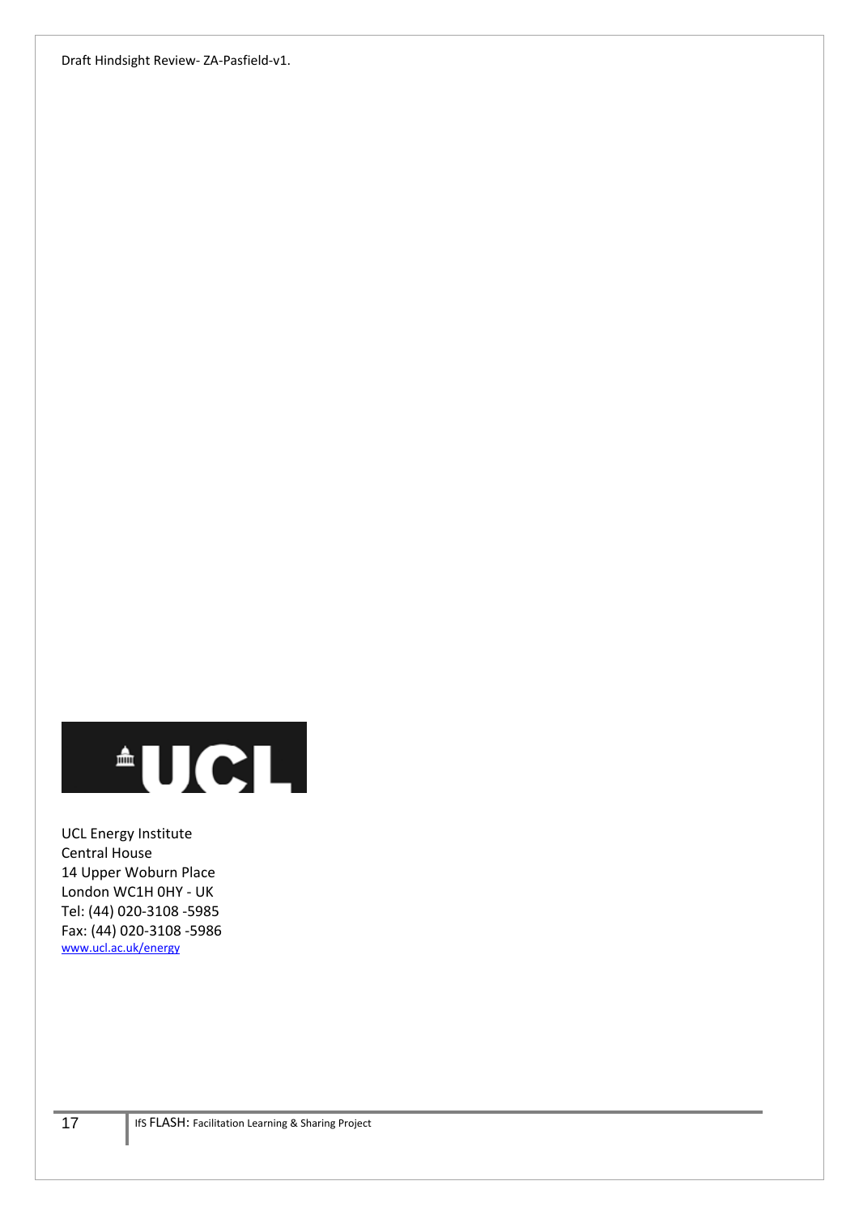UCL Energy Institute
Central House
14 Upper Woburn Place
London WC1H 0HY - UK
Tel: (44) 020-3108 -5985
Fax: (44) 020-3108 -5986
www.ucl.ac.uk/energy